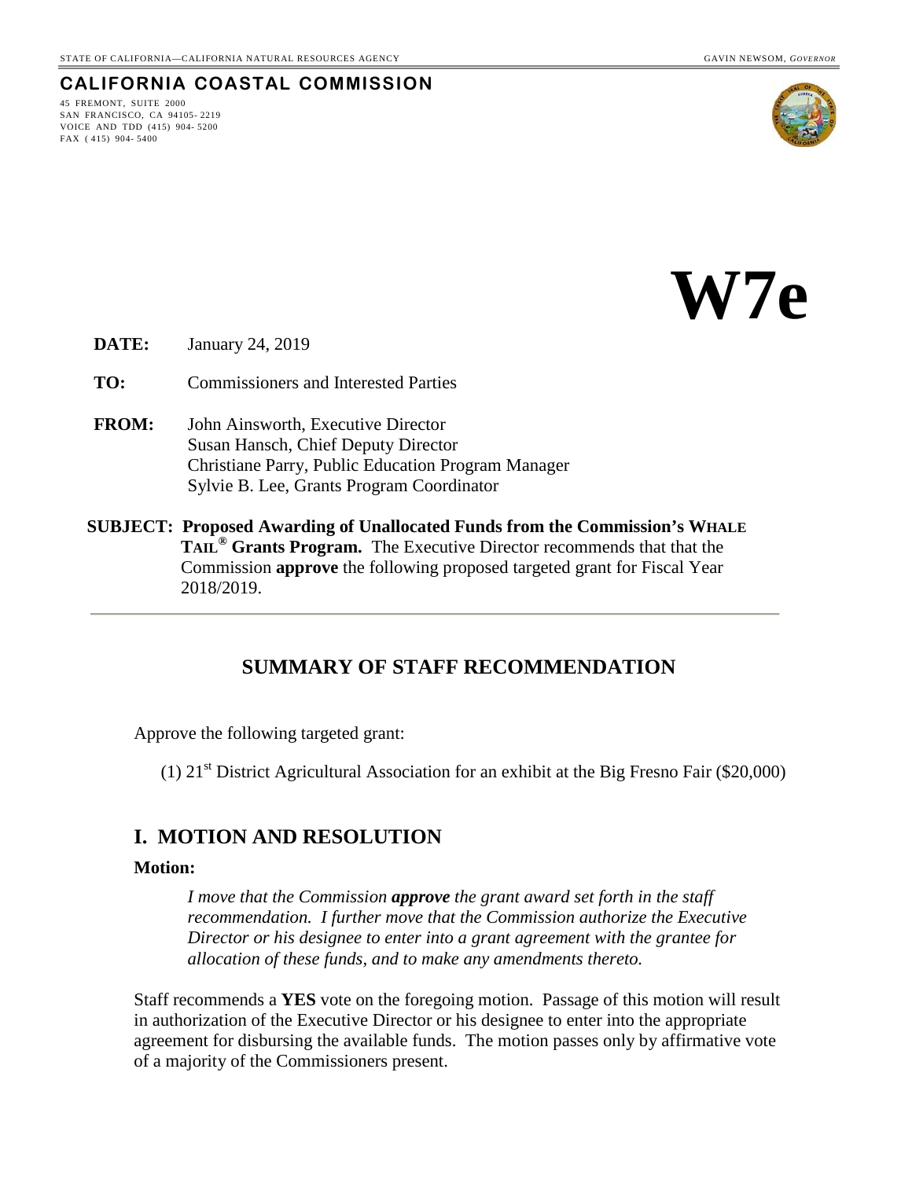STATE OF CALIFORNIA—CALIFORNIA NATURAL RESOURCES AGENCY GAVIN NEWSOM, *GOVERNOR*

**CALIFORNIA COASTAL COMMISSION**

45 FREMONT, SUITE 2000
SAN FRANCISCO, CA 94105-2219
VOICE AND TDD (415) 904-5200
FAX (415) 904-5400

# W7e

**DATE:** January 24, 2019

**TO:** Commissioners and Interested Parties

**FROM:** John Ainsworth, Executive Director
Susan Hansch, Chief Deputy Director
Christiane Parry, Public Education Program Manager
Sylvie B. Lee, Grants Program Coordinator

**SUBJECT: Proposed Awarding of Unallocated Funds from the Commission's WHALE TAIL® Grants Program.** The Executive Director recommends that that the Commission **approve** the following proposed targeted grant for Fiscal Year 2018/2019.

---

## SUMMARY OF STAFF RECOMMENDATION

Approve the following targeted grant:

(1) 21st District Agricultural Association for an exhibit at the Big Fresno Fair ($20,000)

## I. MOTION AND RESOLUTION

**Motion:**

> *I move that the Commission **approve** the grant award set forth in the staff recommendation. I further move that the Commission authorize the Executive Director or his designee to enter into a grant agreement with the grantee for allocation of these funds, and to make any amendments thereto.*

Staff recommends a **YES** vote on the foregoing motion. Passage of this motion will result in authorization of the Executive Director or his designee to enter into the appropriate agreement for disbursing the available funds. The motion passes only by affirmative vote of a majority of the Commissioners present.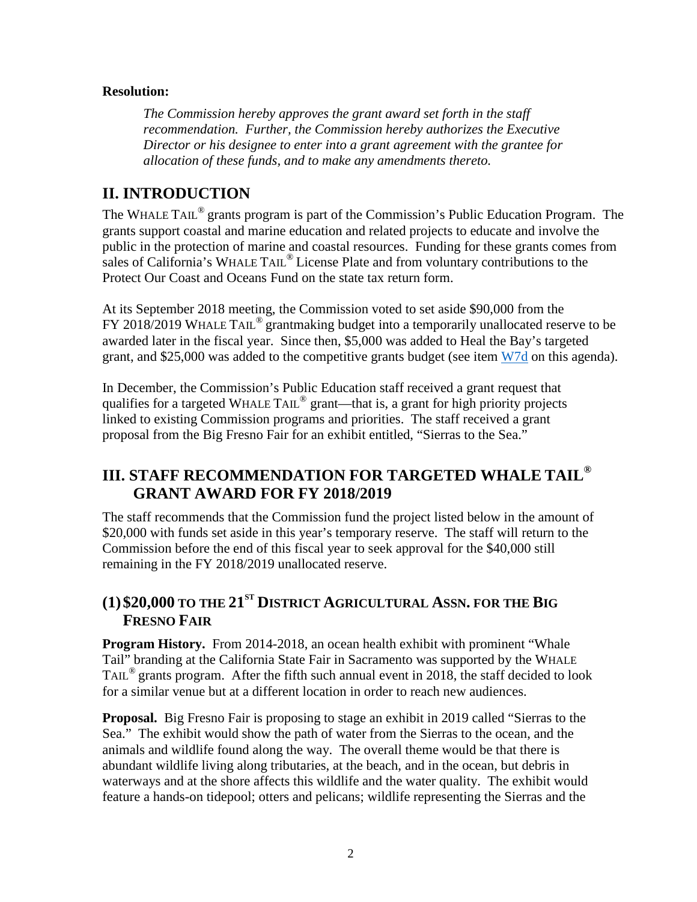**Resolution:**

> *The Commission hereby approves the grant award set forth in the staff recommendation. Further, the Commission hereby authorizes the Executive Director or his designee to enter into a grant agreement with the grantee for allocation of these funds, and to make any amendments thereto.*

## II. INTRODUCTION

The WHALE TAIL® grants program is part of the Commission's Public Education Program. The grants support coastal and marine education and related projects to educate and involve the public in the protection of marine and coastal resources. Funding for these grants comes from sales of California's WHALE TAIL® License Plate and from voluntary contributions to the Protect Our Coast and Oceans Fund on the state tax return form.

At its September 2018 meeting, the Commission voted to set aside $90,000 from the FY 2018/2019 WHALE TAIL® grantmaking budget into a temporarily unallocated reserve to be awarded later in the fiscal year. Since then, $5,000 was added to Heal the Bay's targeted grant, and $25,000 was added to the competitive grants budget (see item W7d on this agenda).

In December, the Commission's Public Education staff received a grant request that qualifies for a targeted WHALE TAIL® grant—that is, a grant for high priority projects linked to existing Commission programs and priorities. The staff received a grant proposal from the Big Fresno Fair for an exhibit entitled, "Sierras to the Sea."

## III. STAFF RECOMMENDATION FOR TARGETED WHALE TAIL® GRANT AWARD FOR FY 2018/2019

The staff recommends that the Commission fund the project listed below in the amount of $20,000 with funds set aside in this year's temporary reserve. The staff will return to the Commission before the end of this fiscal year to seek approval for the $40,000 still remaining in the FY 2018/2019 unallocated reserve.

### (1) $20,000 TO THE 21ST DISTRICT AGRICULTURAL ASSN. FOR THE BIG FRESNO FAIR

**Program History.** From 2014-2018, an ocean health exhibit with prominent "Whale Tail" branding at the California State Fair in Sacramento was supported by the WHALE TAIL® grants program. After the fifth such annual event in 2018, the staff decided to look for a similar venue but at a different location in order to reach new audiences.

**Proposal.** Big Fresno Fair is proposing to stage an exhibit in 2019 called "Sierras to the Sea." The exhibit would show the path of water from the Sierras to the ocean, and the animals and wildlife found along the way. The overall theme would be that there is abundant wildlife living along tributaries, at the beach, and in the ocean, but debris in waterways and at the shore affects this wildlife and the water quality. The exhibit would feature a hands-on tidepool; otters and pelicans; wildlife representing the Sierras and the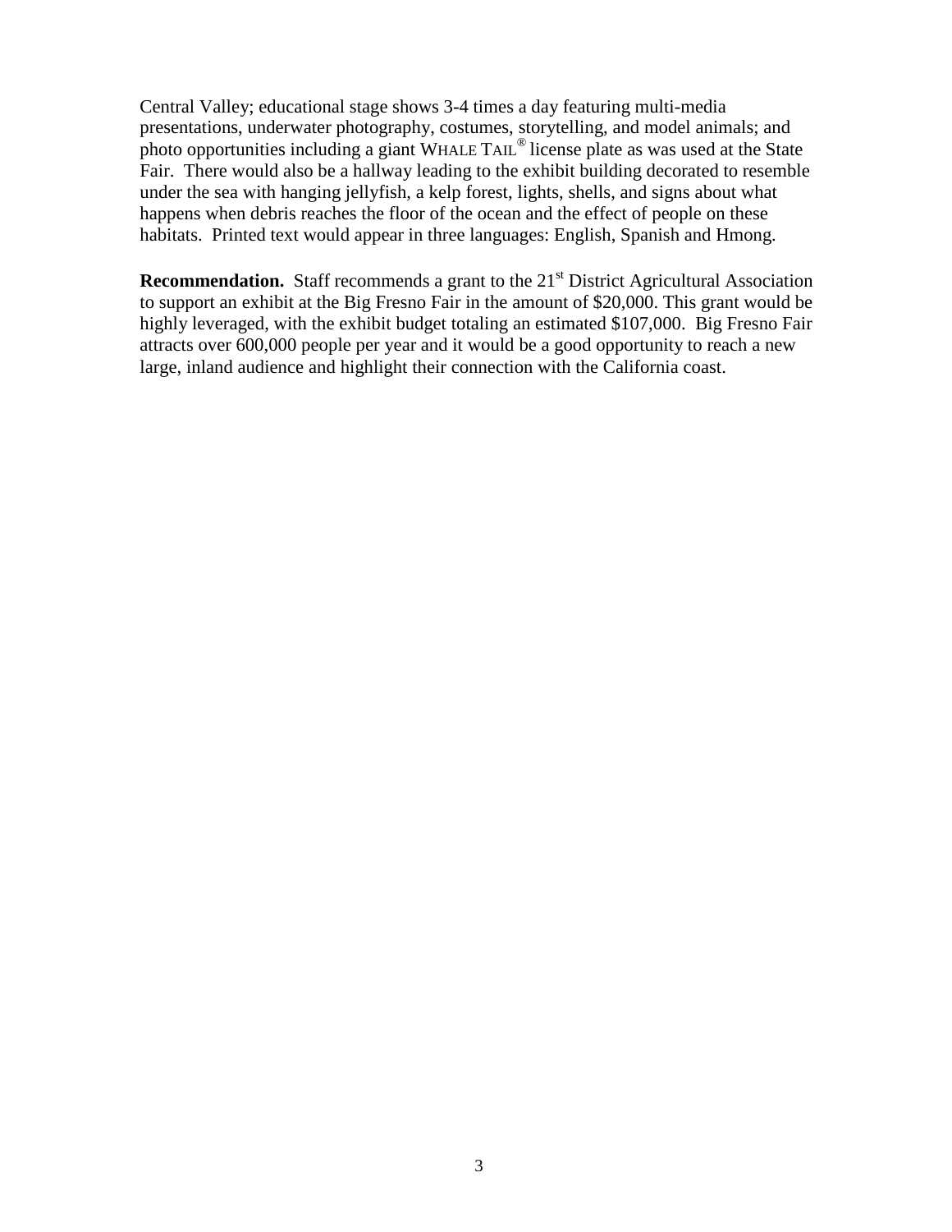Central Valley; educational stage shows 3-4 times a day featuring multi-media presentations, underwater photography, costumes, storytelling, and model animals; and photo opportunities including a giant WHALE TAIL® license plate as was used at the State Fair. There would also be a hallway leading to the exhibit building decorated to resemble under the sea with hanging jellyfish, a kelp forest, lights, shells, and signs about what happens when debris reaches the floor of the ocean and the effect of people on these habitats. Printed text would appear in three languages: English, Spanish and Hmong.

**Recommendation.** Staff recommends a grant to the 21st District Agricultural Association to support an exhibit at the Big Fresno Fair in the amount of $20,000. This grant would be highly leveraged, with the exhibit budget totaling an estimated $107,000. Big Fresno Fair attracts over 600,000 people per year and it would be a good opportunity to reach a new large, inland audience and highlight their connection with the California coast.